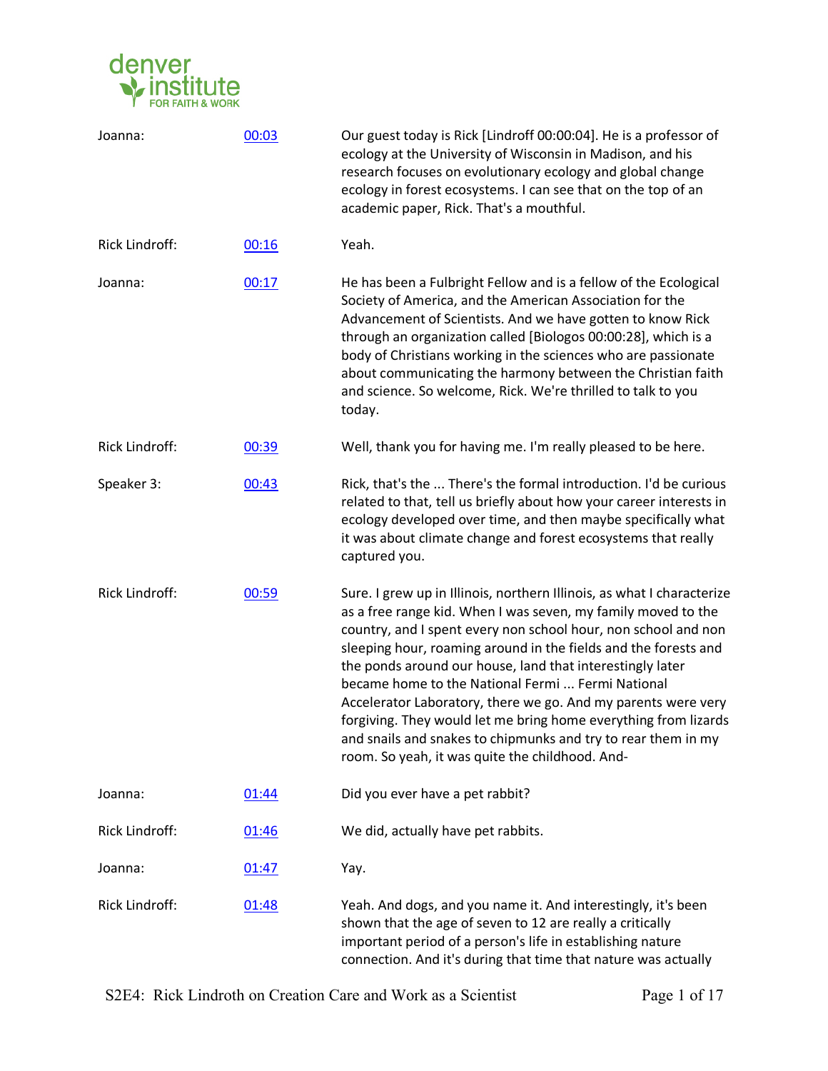| | | |
|---|---|---|
| Joanna: | 00:03 | Our guest today is Rick [Lindroff 00:00:04]. He is a professor of ecology at the University of Wisconsin in Madison, and his research focuses on evolutionary ecology and global change ecology in forest ecosystems. I can see that on the top of an academic paper, Rick. That's a mouthful. |
| Rick Lindroff: | 00:16 | Yeah. |
| Joanna: | 00:17 | He has been a Fulbright Fellow and is a fellow of the Ecological Society of America, and the American Association for the Advancement of Scientists. And we have gotten to know Rick through an organization called [Biologos 00:00:28], which is a body of Christians working in the sciences who are passionate about communicating the harmony between the Christian faith and science. So welcome, Rick. We're thrilled to talk to you today. |
| Rick Lindroff: | 00:39 | Well, thank you for having me. I'm really pleased to be here. |
| Speaker 3: | 00:43 | Rick, that's the ... There's the formal introduction. I'd be curious related to that, tell us briefly about how your career interests in ecology developed over time, and then maybe specifically what it was about climate change and forest ecosystems that really captured you. |
| Rick Lindroff: | 00:59 | Sure. I grew up in Illinois, northern Illinois, as what I characterize as a free range kid. When I was seven, my family moved to the country, and I spent every non school hour, non school and non sleeping hour, roaming around in the fields and the forests and the ponds around our house, land that interestingly later became home to the National Fermi ... Fermi National Accelerator Laboratory, there we go. And my parents were very forgiving. They would let me bring home everything from lizards and snails and snakes to chipmunks and try to rear them in my room. So yeah, it was quite the childhood. And- |
| Joanna: | 01:44 | Did you ever have a pet rabbit? |
| Rick Lindroff: | 01:46 | We did, actually have pet rabbits. |
| Joanna: | 01:47 | Yay. |
| Rick Lindroff: | 01:48 | Yeah. And dogs, and you name it. And interestingly, it's been shown that the age of seven to 12 are really a critically important period of a person's life in establishing nature connection. And it's during that time that nature was actually |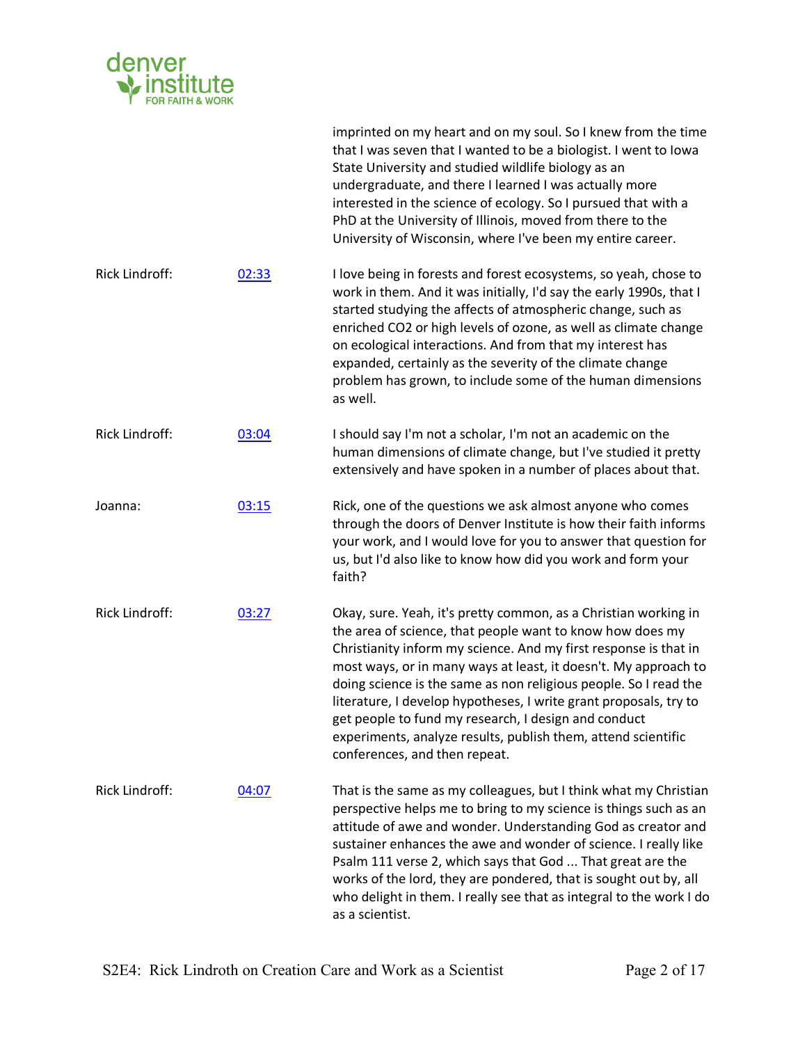imprinted on my heart and on my soul. So I knew from the time that I was seven that I wanted to be a biologist. I went to Iowa State University and studied wildlife biology as an undergraduate, and there I learned I was actually more interested in the science of ecology. So I pursued that with a PhD at the University of Illinois, moved from there to the University of Wisconsin, where I've been my entire career.

**Rick Lindroff:** [02:33](#) I love being in forests and forest ecosystems, so yeah, chose to work in them. And it was initially, I'd say the early 1990s, that I started studying the affects of atmospheric change, such as enriched $CO_2$ or high levels of ozone, as well as climate change on ecological interactions. And from that my interest has expanded, certainly as the severity of the climate change problem has grown, to include some of the human dimensions as well.

**Rick Lindroff:** [03:04](#) I should say I'm not a scholar, I'm not an academic on the human dimensions of climate change, but I've studied it pretty extensively and have spoken in a number of places about that.

**Joanna:** [03:15](#) Rick, one of the questions we ask almost anyone who comes through the doors of Denver Institute is how their faith informs your work, and I would love for you to answer that question for us, but I'd also like to know how did you work and form your faith?

**Rick Lindroff:** [03:27](#) Okay, sure. Yeah, it's pretty common, as a Christian working in the area of science, that people want to know how does my Christianity inform my science. And my first response is that in most ways, or in many ways at least, it doesn't. My approach to doing science is the same as non religious people. So I read the literature, I develop hypotheses, I write grant proposals, try to get people to fund my research, I design and conduct experiments, analyze results, publish them, attend scientific conferences, and then repeat.

**Rick Lindroff:** [04:07](#) That is the same as my colleagues, but I think what my Christian perspective helps me to bring to my science is things such as an attitude of awe and wonder. Understanding God as creator and sustainer enhances the awe and wonder of science. I really like Psalm 111 verse 2, which says that God ... That great are the works of the lord, they are pondered, that is sought out by, all who delight in them. I really see that as integral to the work I do as a scientist.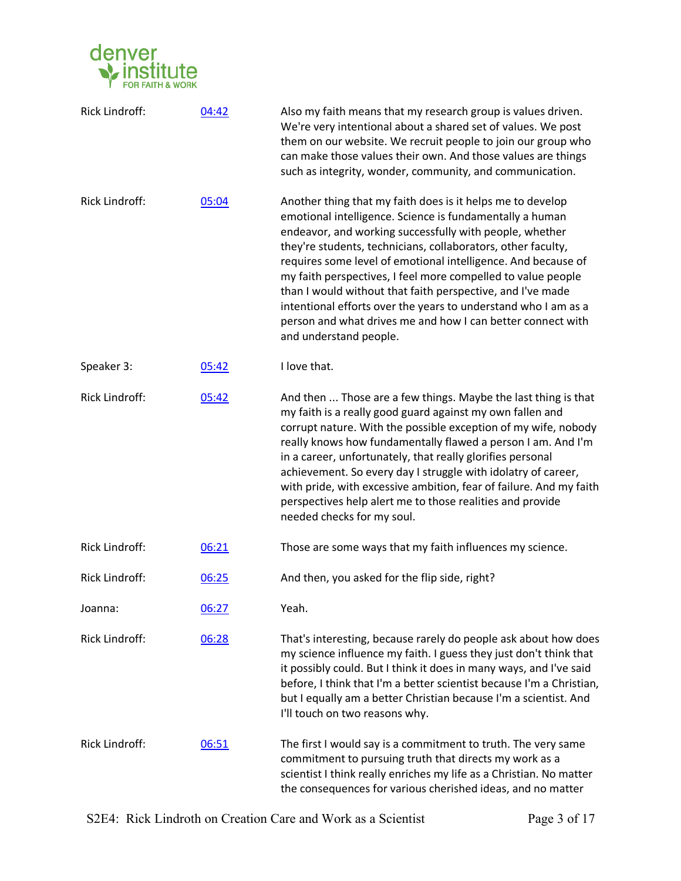| | | |
|---|---|---|
| Rick Lindroff: | 04:42 | Also my faith means that my research group is values driven. We're very intentional about a shared set of values. We post them on our website. We recruit people to join our group who can make those values their own. And those values are things such as integrity, wonder, community, and communication. |
| Rick Lindroff: | 05:04 | Another thing that my faith does is it helps me to develop emotional intelligence. Science is fundamentally a human endeavor, and working successfully with people, whether they're students, technicians, collaborators, other faculty, requires some level of emotional intelligence. And because of my faith perspectives, I feel more compelled to value people than I would without that faith perspective, and I've made intentional efforts over the years to understand who I am as a person and what drives me and how I can better connect with and understand people. |
| Speaker 3: | 05:42 | I love that. |
| Rick Lindroff: | 05:42 | And then ... Those are a few things. Maybe the last thing is that my faith is a really good guard against my own fallen and corrupt nature. With the possible exception of my wife, nobody really knows how fundamentally flawed a person I am. And I'm in a career, unfortunately, that really glorifies personal achievement. So every day I struggle with idolatry of career, with pride, with excessive ambition, fear of failure. And my faith perspectives help alert me to those realities and provide needed checks for my soul. |
| Rick Lindroff: | 06:21 | Those are some ways that my faith influences my science. |
| Rick Lindroff: | 06:25 | And then, you asked for the flip side, right? |
| Joanna: | 06:27 | Yeah. |
| Rick Lindroff: | 06:28 | That's interesting, because rarely do people ask about how does my science influence my faith. I guess they just don't think that it possibly could. But I think it does in many ways, and I've said before, I think that I'm a better scientist because I'm a Christian, but I equally am a better Christian because I'm a scientist. And I'll touch on two reasons why. |
| Rick Lindroff: | 06:51 | The first I would say is a commitment to truth. The very same commitment to pursuing truth that directs my work as a scientist I think really enriches my life as a Christian. No matter the consequences for various cherished ideas, and no matter |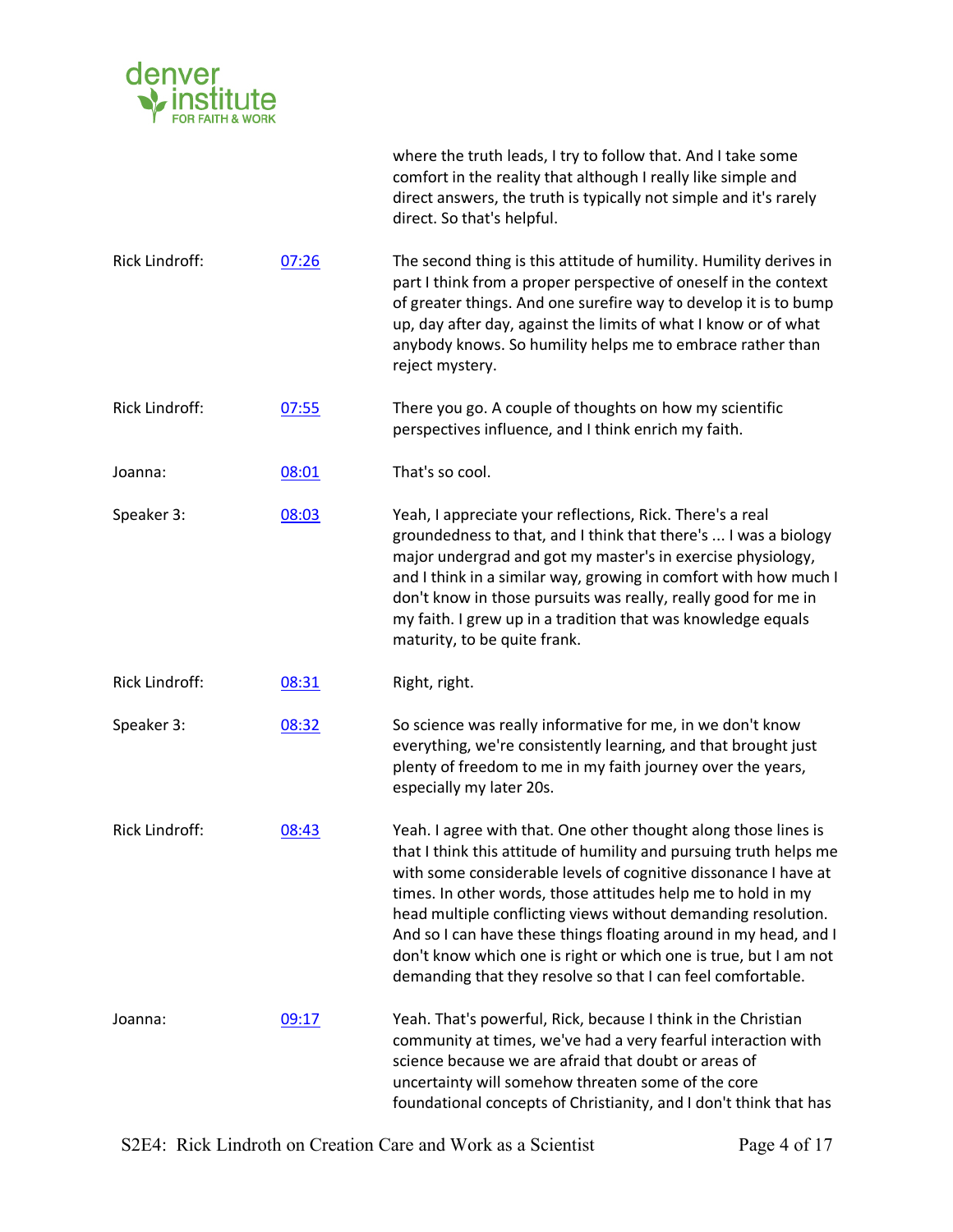where the truth leads, I try to follow that. And I take some comfort in the reality that although I really like simple and direct answers, the truth is typically not simple and it's rarely direct. So that's helpful.

| | | |
|---|---|---|
| Rick Lindroff: | 07:26 | The second thing is this attitude of humility. Humility derives in part I think from a proper perspective of oneself in the context of greater things. And one surefire way to develop it is to bump up, day after day, against the limits of what I know or of what anybody knows. So humility helps me to embrace rather than reject mystery. |
| Rick Lindroff: | 07:55 | There you go. A couple of thoughts on how my scientific perspectives influence, and I think enrich my faith. |
| Joanna: | 08:01 | That's so cool. |
| Speaker 3: | 08:03 | Yeah, I appreciate your reflections, Rick. There's a real groundedness to that, and I think that there's ... I was a biology major undergrad and got my master's in exercise physiology, and I think in a similar way, growing in comfort with how much I don't know in those pursuits was really, really good for me in my faith. I grew up in a tradition that was knowledge equals maturity, to be quite frank. |
| Rick Lindroff: | 08:31 | Right, right. |
| Speaker 3: | 08:32 | So science was really informative for me, in we don't know everything, we're consistently learning, and that brought just plenty of freedom to me in my faith journey over the years, especially my later 20s. |
| Rick Lindroff: | 08:43 | Yeah. I agree with that. One other thought along those lines is that I think this attitude of humility and pursuing truth helps me with some considerable levels of cognitive dissonance I have at times. In other words, those attitudes help me to hold in my head multiple conflicting views without demanding resolution. And so I can have these things floating around in my head, and I don't know which one is right or which one is true, but I am not demanding that they resolve so that I can feel comfortable. |
| Joanna: | 09:17 | Yeah. That's powerful, Rick, because I think in the Christian community at times, we've had a very fearful interaction with science because we are afraid that doubt or areas of uncertainty will somehow threaten some of the core foundational concepts of Christianity, and I don't think that has |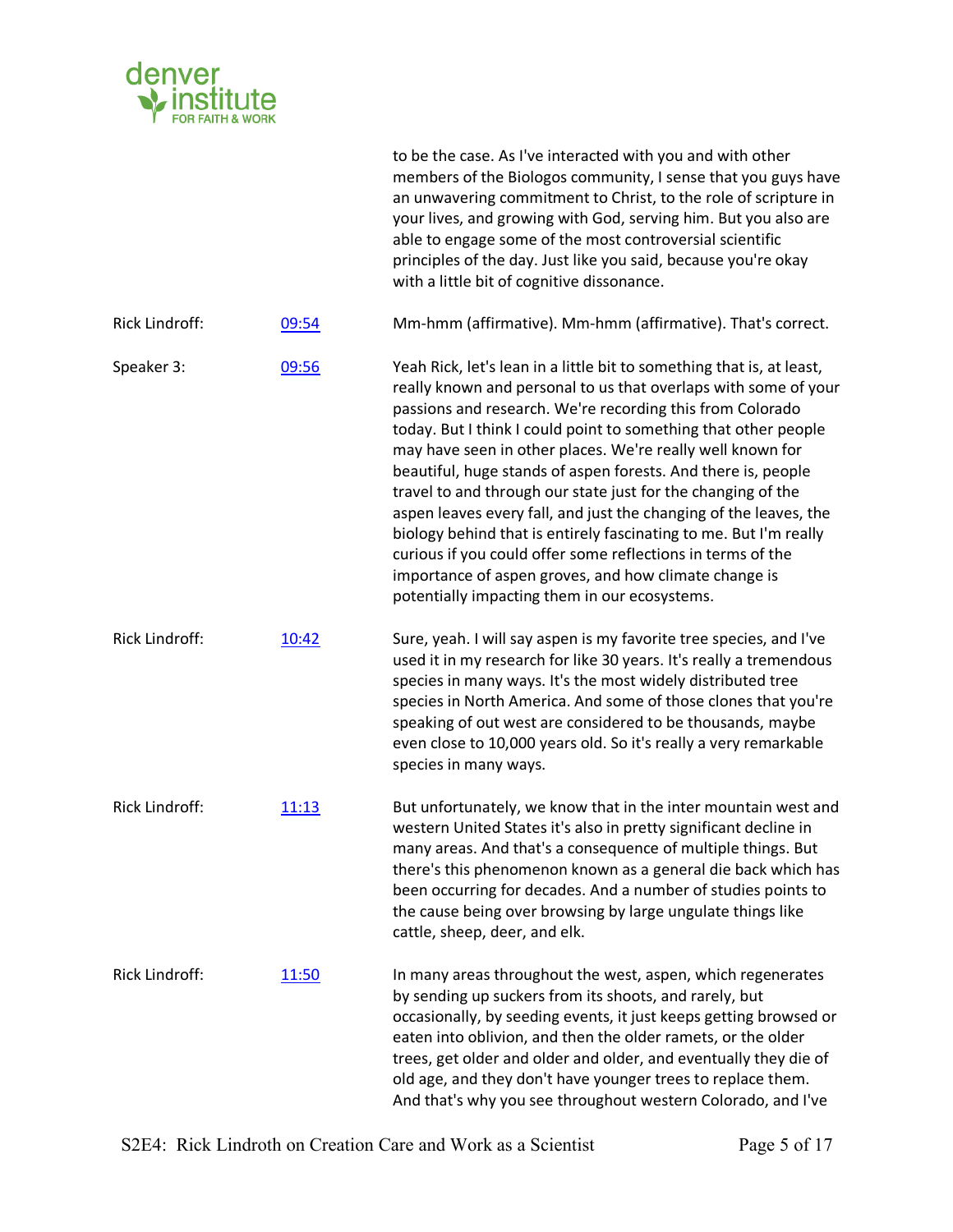to be the case. As I've interacted with you and with other members of the Biologos community, I sense that you guys have an unwavering commitment to Christ, to the role of scripture in your lives, and growing with God, serving him. But you also are able to engage some of the most controversial scientific principles of the day. Just like you said, because you're okay with a little bit of cognitive dissonance.

| | | |
|---|---|---|
| Rick Lindroff: | [09:54]() | Mm-hmm (affirmative). Mm-hmm (affirmative). That's correct. |
| Speaker 3: | [09:56]() | Yeah Rick, let's lean in a little bit to something that is, at least, really known and personal to us that overlaps with some of your passions and research. We're recording this from Colorado today. But I think I could point to something that other people may have seen in other places. We're really well known for beautiful, huge stands of aspen forests. And there is, people travel to and through our state just for the changing of the aspen leaves every fall, and just the changing of the leaves, the biology behind that is entirely fascinating to me. But I'm really curious if you could offer some reflections in terms of the importance of aspen groves, and how climate change is potentially impacting them in our ecosystems. |
| Rick Lindroff: | [10:42]() | Sure, yeah. I will say aspen is my favorite tree species, and I've used it in my research for like 30 years. It's really a tremendous species in many ways. It's the most widely distributed tree species in North America. And some of those clones that you're speaking of out west are considered to be thousands, maybe even close to 10,000 years old. So it's really a very remarkable species in many ways. |
| Rick Lindroff: | [11:13]() | But unfortunately, we know that in the inter mountain west and western United States it's also in pretty significant decline in many areas. And that's a consequence of multiple things. But there's this phenomenon known as a general die back which has been occurring for decades. And a number of studies points to the cause being over browsing by large ungulate things like cattle, sheep, deer, and elk. |
| Rick Lindroff: | [11:50]() | In many areas throughout the west, aspen, which regenerates by sending up suckers from its shoots, and rarely, but occasionally, by seeding events, it just keeps getting browsed or eaten into oblivion, and then the older ramets, or the older trees, get older and older and older, and eventually they die of old age, and they don't have younger trees to replace them. And that's why you see throughout western Colorado, and I've |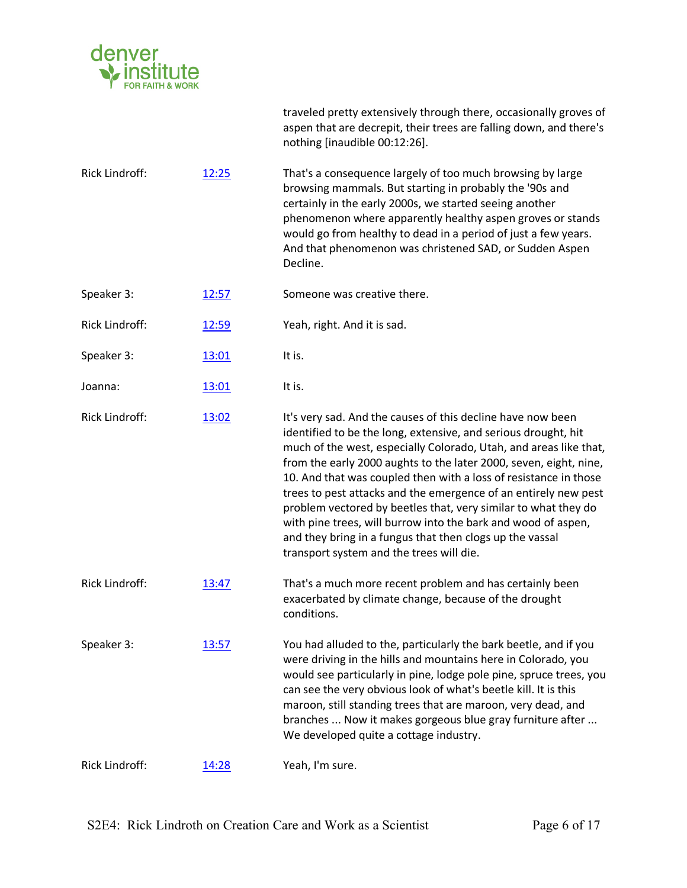traveled pretty extensively through there, occasionally groves of aspen that are decrepit, their trees are falling down, and there's nothing [inaudible 00:12:26].

| | | |
|---|---|---|
| Rick Lindroff: | 12:25 | That's a consequence largely of too much browsing by large browsing mammals. But starting in probably the '90s and certainly in the early 2000s, we started seeing another phenomenon where apparently healthy aspen groves or stands would go from healthy to dead in a period of just a few years. And that phenomenon was christened SAD, or Sudden Aspen Decline. |
| Speaker 3: | 12:57 | Someone was creative there. |
| Rick Lindroff: | 12:59 | Yeah, right. And it is sad. |
| Speaker 3: | 13:01 | It is. |
| Joanna: | 13:01 | It is. |
| Rick Lindroff: | 13:02 | It's very sad. And the causes of this decline have now been identified to be the long, extensive, and serious drought, hit much of the west, especially Colorado, Utah, and areas like that, from the early 2000 aughts to the later 2000, seven, eight, nine, 10. And that was coupled then with a loss of resistance in those trees to pest attacks and the emergence of an entirely new pest problem vectored by beetles that, very similar to what they do with pine trees, will burrow into the bark and wood of aspen, and they bring in a fungus that then clogs up the vassal transport system and the trees will die. |
| Rick Lindroff: | 13:47 | That's a much more recent problem and has certainly been exacerbated by climate change, because of the drought conditions. |
| Speaker 3: | 13:57 | You had alluded to the, particularly the bark beetle, and if you were driving in the hills and mountains here in Colorado, you would see particularly in pine, lodge pole pine, spruce trees, you can see the very obvious look of what's beetle kill. It is this maroon, still standing trees that are maroon, very dead, and branches ... Now it makes gorgeous blue gray furniture after ... We developed quite a cottage industry. |
| Rick Lindroff: | 14:28 | Yeah, I'm sure. |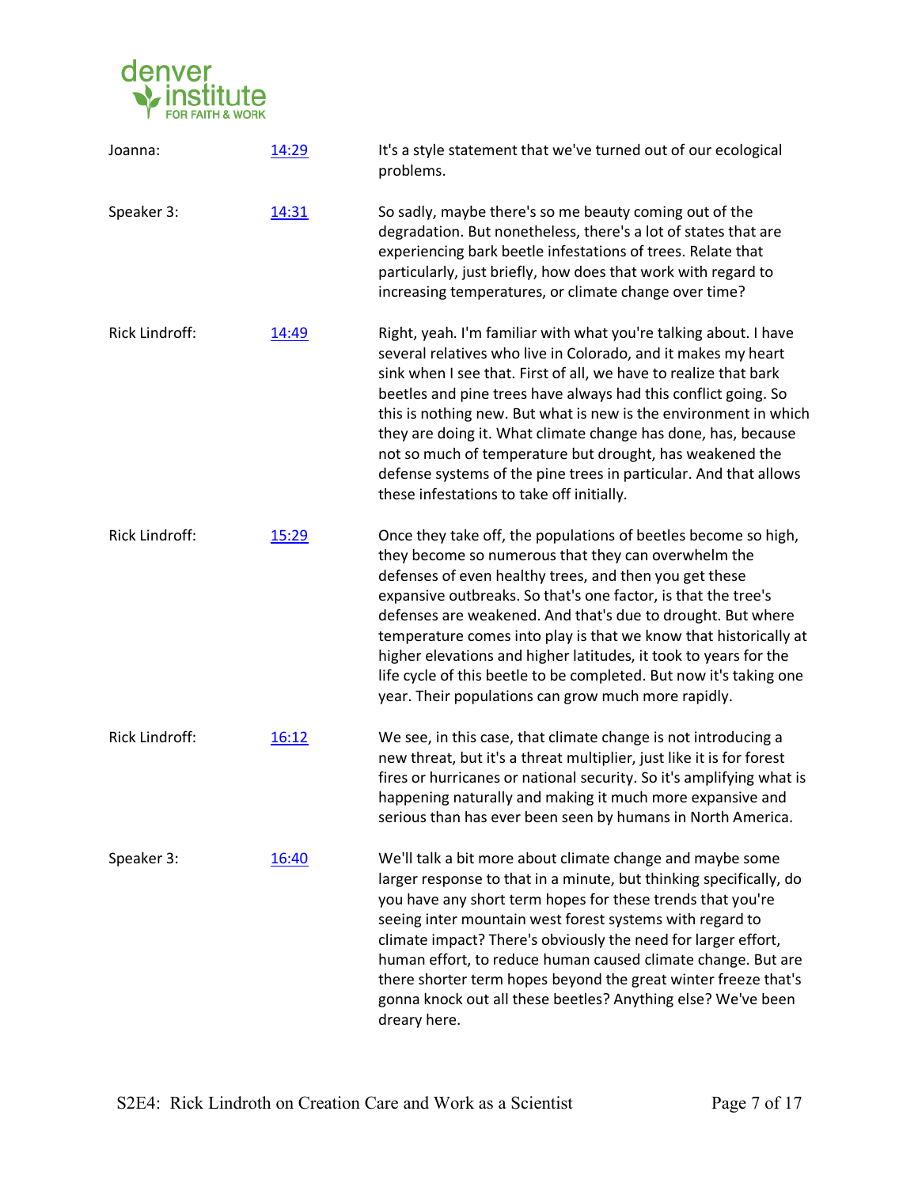| | | |
|---|---|---|
| Joanna: | 14:29 | It's a style statement that we've turned out of our ecological problems. |
| Speaker 3: | 14:31 | So sadly, maybe there's so me beauty coming out of the degradation. But nonetheless, there's a lot of states that are experiencing bark beetle infestations of trees. Relate that particularly, just briefly, how does that work with regard to increasing temperatures, or climate change over time? |
| Rick Lindroff: | 14:49 | Right, yeah. I'm familiar with what you're talking about. I have several relatives who live in Colorado, and it makes my heart sink when I see that. First of all, we have to realize that bark beetles and pine trees have always had this conflict going. So this is nothing new. But what is new is the environment in which they are doing it. What climate change has done, has, because not so much of temperature but drought, has weakened the defense systems of the pine trees in particular. And that allows these infestations to take off initially. |
| Rick Lindroff: | 15:29 | Once they take off, the populations of beetles become so high, they become so numerous that they can overwhelm the defenses of even healthy trees, and then you get these expansive outbreaks. So that's one factor, is that the tree's defenses are weakened. And that's due to drought. But where temperature comes into play is that we know that historically at higher elevations and higher latitudes, it took to years for the life cycle of this beetle to be completed. But now it's taking one year. Their populations can grow much more rapidly. |
| Rick Lindroff: | 16:12 | We see, in this case, that climate change is not introducing a new threat, but it's a threat multiplier, just like it is for forest fires or hurricanes or national security. So it's amplifying what is happening naturally and making it much more expansive and serious than has ever been seen by humans in North America. |
| Speaker 3: | 16:40 | We'll talk a bit more about climate change and maybe some larger response to that in a minute, but thinking specifically, do you have any short term hopes for these trends that you're seeing inter mountain west forest systems with regard to climate impact? There's obviously the need for larger effort, human effort, to reduce human caused climate change. But are there shorter term hopes beyond the great winter freeze that's gonna knock out all these beetles? Anything else? We've been dreary here. |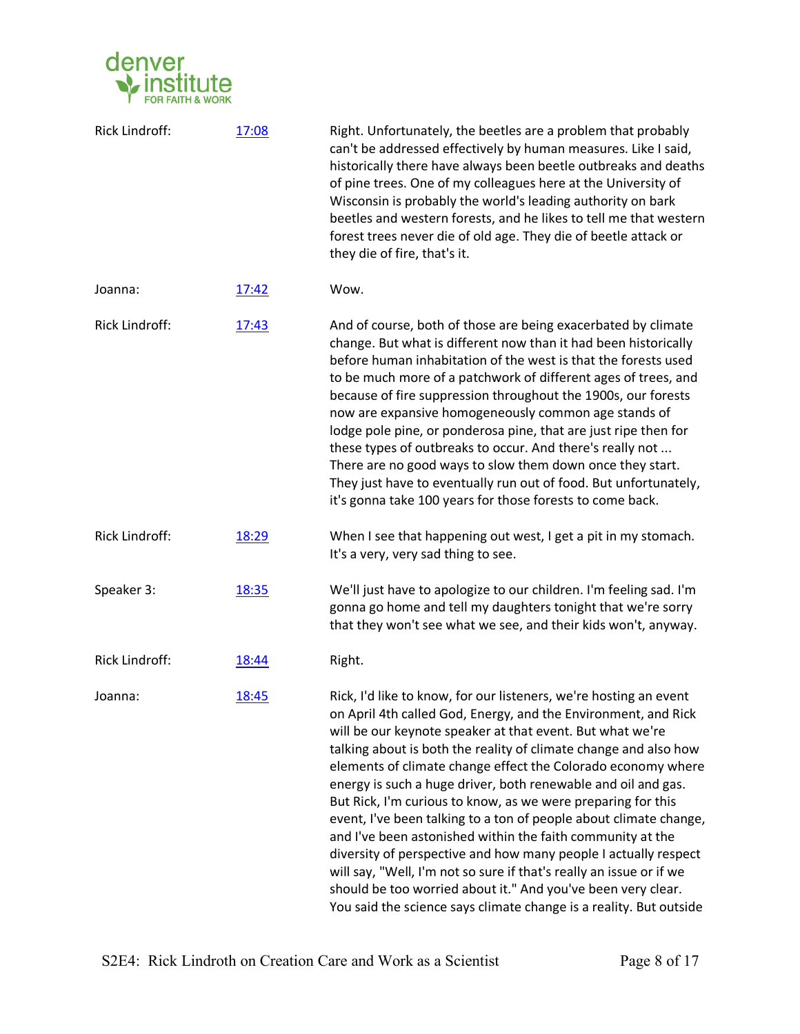| | | |
|---|---|---|
| Rick Lindroff: | 17:08 | Right. Unfortunately, the beetles are a problem that probably can't be addressed effectively by human measures. Like I said, historically there have always been beetle outbreaks and deaths of pine trees. One of my colleagues here at the University of Wisconsin is probably the world's leading authority on bark beetles and western forests, and he likes to tell me that western forest trees never die of old age. They die of beetle attack or they die of fire, that's it. |
| Joanna: | 17:42 | Wow. |
| Rick Lindroff: | 17:43 | And of course, both of those are being exacerbated by climate change. But what is different now than it had been historically before human inhabitation of the west is that the forests used to be much more of a patchwork of different ages of trees, and because of fire suppression throughout the 1900s, our forests now are expansive homogeneously common age stands of lodge pole pine, or ponderosa pine, that are just ripe then for these types of outbreaks to occur. And there's really not ... There are no good ways to slow them down once they start. They just have to eventually run out of food. But unfortunately, it's gonna take 100 years for those forests to come back. |
| Rick Lindroff: | 18:29 | When I see that happening out west, I get a pit in my stomach. It's a very, very sad thing to see. |
| Speaker 3: | 18:35 | We'll just have to apologize to our children. I'm feeling sad. I'm gonna go home and tell my daughters tonight that we're sorry that they won't see what we see, and their kids won't, anyway. |
| Rick Lindroff: | 18:44 | Right. |
| Joanna: | 18:45 | Rick, I'd like to know, for our listeners, we're hosting an event on April 4th called God, Energy, and the Environment, and Rick will be our keynote speaker at that event. But what we're talking about is both the reality of climate change and also how elements of climate change effect the Colorado economy where energy is such a huge driver, both renewable and oil and gas. But Rick, I'm curious to know, as we were preparing for this event, I've been talking to a ton of people about climate change, and I've been astonished within the faith community at the diversity of perspective and how many people I actually respect will say, "Well, I'm not so sure if that's really an issue or if we should be too worried about it." And you've been very clear. You said the science says climate change is a reality. But outside |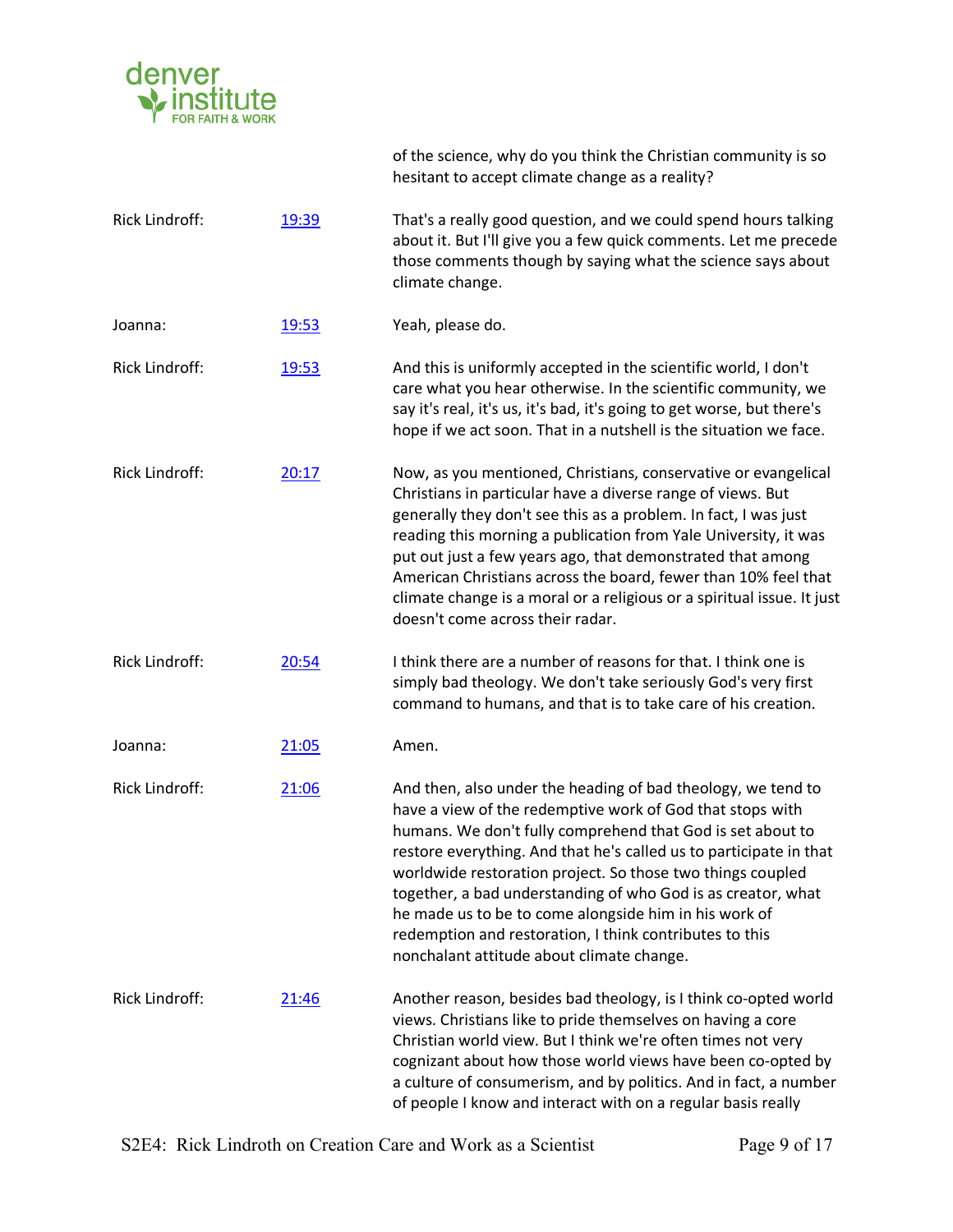of the science, why do you think the Christian community is so hesitant to accept climate change as a reality?

| | | |
|---|---|---|
| Rick Lindroff: | [19:39]() | That's a really good question, and we could spend hours talking about it. But I'll give you a few quick comments. Let me precede those comments though by saying what the science says about climate change. |
| Joanna: | [19:53]() | Yeah, please do. |
| Rick Lindroff: | [19:53]() | And this is uniformly accepted in the scientific world, I don't care what you hear otherwise. In the scientific community, we say it's real, it's us, it's bad, it's going to get worse, but there's hope if we act soon. That in a nutshell is the situation we face. |
| Rick Lindroff: | [20:17]() | Now, as you mentioned, Christians, conservative or evangelical Christians in particular have a diverse range of views. But generally they don't see this as a problem. In fact, I was just reading this morning a publication from Yale University, it was put out just a few years ago, that demonstrated that among American Christians across the board, fewer than 10% feel that climate change is a moral or a religious or a spiritual issue. It just doesn't come across their radar. |
| Rick Lindroff: | [20:54]() | I think there are a number of reasons for that. I think one is simply bad theology. We don't take seriously God's very first command to humans, and that is to take care of his creation. |
| Joanna: | [21:05]() | Amen. |
| Rick Lindroff: | [21:06]() | And then, also under the heading of bad theology, we tend to have a view of the redemptive work of God that stops with humans. We don't fully comprehend that God is set about to restore everything. And that he's called us to participate in that worldwide restoration project. So those two things coupled together, a bad understanding of who God is as creator, what he made us to be to come alongside him in his work of redemption and restoration, I think contributes to this nonchalant attitude about climate change. |
| Rick Lindroff: | [21:46]() | Another reason, besides bad theology, is I think co-opted world views. Christians like to pride themselves on having a core Christian world view. But I think we're often times not very cognizant about how those world views have been co-opted by a culture of consumerism, and by politics. And in fact, a number of people I know and interact with on a regular basis really |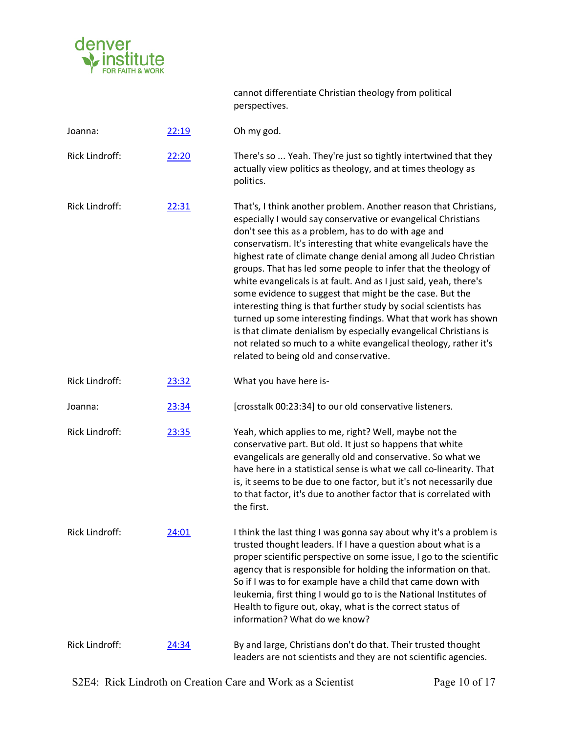| | | cannot differentiate Christian theology from political perspectives. |
|---|---|---|
| Joanna: | 22:19 | Oh my god. |
| Rick Lindroff: | 22:20 | There's so ... Yeah. They're just so tightly intertwined that they actually view politics as theology, and at times theology as politics. |
| Rick Lindroff: | 22:31 | That's, I think another problem. Another reason that Christians, especially I would say conservative or evangelical Christians don't see this as a problem, has to do with age and conservatism. It's interesting that white evangelicals have the highest rate of climate change denial among all Judeo Christian groups. That has led some people to infer that the theology of white evangelicals is at fault. And as I just said, yeah, there's some evidence to suggest that might be the case. But the interesting thing is that further study by social scientists has turned up some interesting findings. What that work has shown is that climate denialism by especially evangelical Christians is not related so much to a white evangelical theology, rather it's related to being old and conservative. |
| Rick Lindroff: | 23:32 | What you have here is- |
| Joanna: | 23:34 | [crosstalk 00:23:34] to our old conservative listeners. |
| Rick Lindroff: | 23:35 | Yeah, which applies to me, right? Well, maybe not the conservative part. But old. It just so happens that white evangelicals are generally old and conservative. So what we have here in a statistical sense is what we call co-linearity. That is, it seems to be due to one factor, but it's not necessarily due to that factor, it's due to another factor that is correlated with the first. |
| Rick Lindroff: | 24:01 | I think the last thing I was gonna say about why it's a problem is trusted thought leaders. If I have a question about what is a proper scientific perspective on some issue, I go to the scientific agency that is responsible for holding the information on that. So if I was to for example have a child that came down with leukemia, first thing I would go to is the National Institutes of Health to figure out, okay, what is the correct status of information? What do we know? |
| Rick Lindroff: | 24:34 | By and large, Christians don't do that. Their trusted thought leaders are not scientists and they are not scientific agencies. |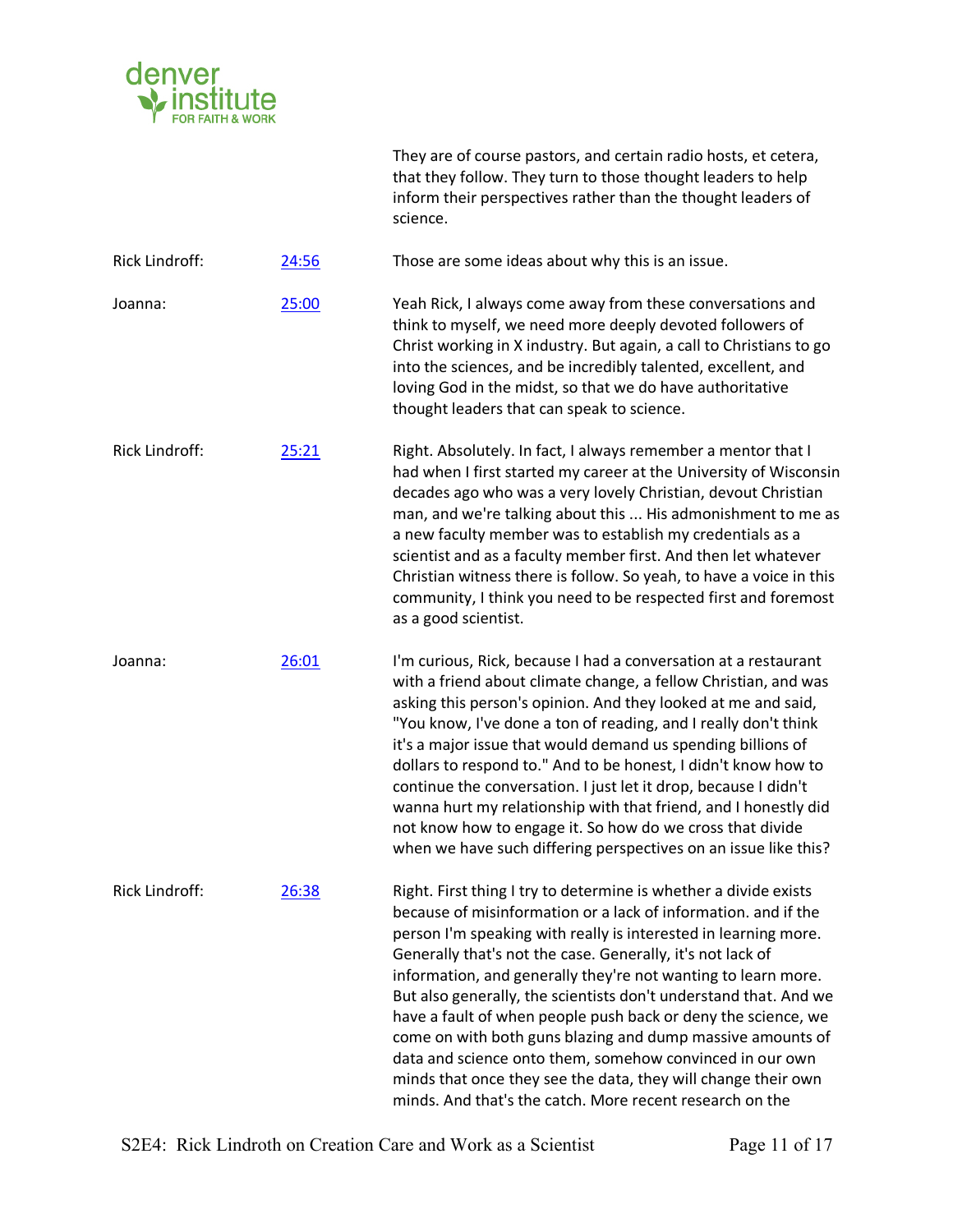They are of course pastors, and certain radio hosts, et cetera, that they follow. They turn to those thought leaders to help inform their perspectives rather than the thought leaders of science.

| | | |
|---|---|---|
| Rick Lindroff: | [24:56](#) | Those are some ideas about why this is an issue. |
| Joanna: | [25:00](#) | Yeah Rick, I always come away from these conversations and think to myself, we need more deeply devoted followers of Christ working in X industry. But again, a call to Christians to go into the sciences, and be incredibly talented, excellent, and loving God in the midst, so that we do have authoritative thought leaders that can speak to science. |
| Rick Lindroff: | [25:21](#) | Right. Absolutely. In fact, I always remember a mentor that I had when I first started my career at the University of Wisconsin decades ago who was a very lovely Christian, devout Christian man, and we're talking about this ... His admonishment to me as a new faculty member was to establish my credentials as a scientist and as a faculty member first. And then let whatever Christian witness there is follow. So yeah, to have a voice in this community, I think you need to be respected first and foremost as a good scientist. |
| Joanna: | [26:01](#) | I'm curious, Rick, because I had a conversation at a restaurant with a friend about climate change, a fellow Christian, and was asking this person's opinion. And they looked at me and said, "You know, I've done a ton of reading, and I really don't think it's a major issue that would demand us spending billions of dollars to respond to." And to be honest, I didn't know how to continue the conversation. I just let it drop, because I didn't wanna hurt my relationship with that friend, and I honestly did not know how to engage it. So how do we cross that divide when we have such differing perspectives on an issue like this? |
| Rick Lindroff: | [26:38](#) | Right. First thing I try to determine is whether a divide exists because of misinformation or a lack of information. and if the person I'm speaking with really is interested in learning more. Generally that's not the case. Generally, it's not lack of information, and generally they're not wanting to learn more. But also generally, the scientists don't understand that. And we have a fault of when people push back or deny the science, we come on with both guns blazing and dump massive amounts of data and science onto them, somehow convinced in our own minds that once they see the data, they will change their own minds. And that's the catch. More recent research on the |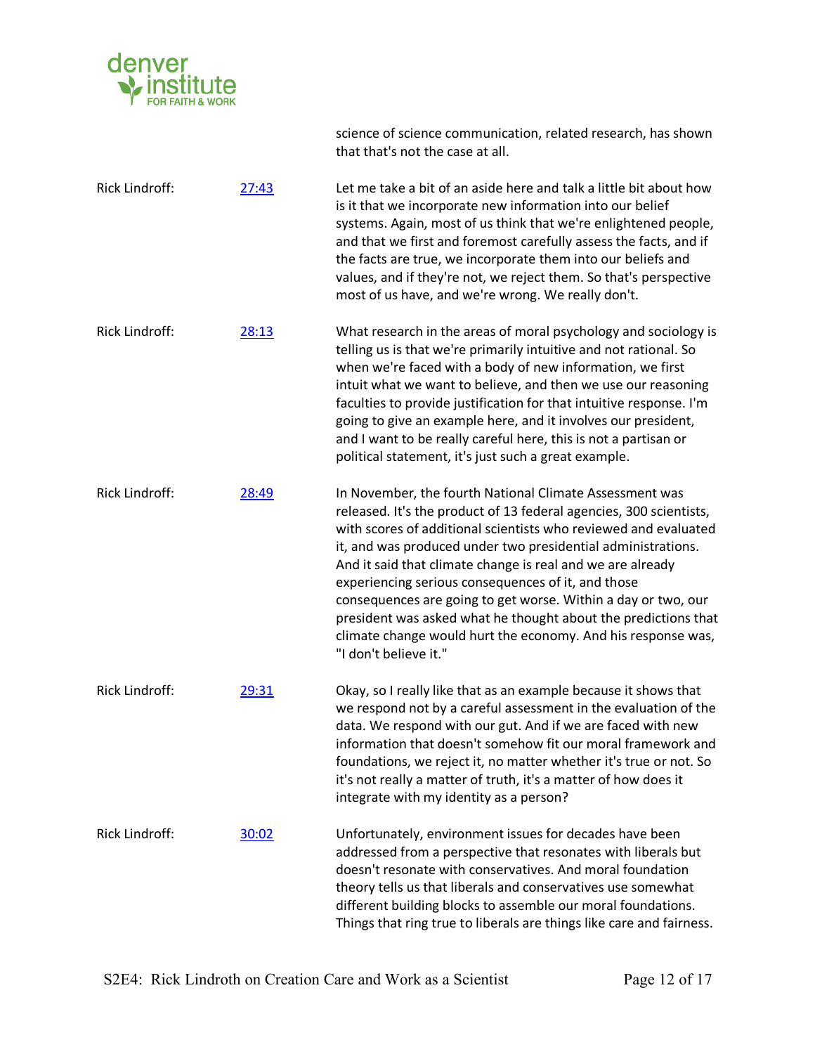science of science communication, related research, has shown that that's not the case at all.

Rick Lindroff: [27:43](#) Let me take a bit of an aside here and talk a little bit about how is it that we incorporate new information into our belief systems. Again, most of us think that we're enlightened people, and that we first and foremost carefully assess the facts, and if the facts are true, we incorporate them into our beliefs and values, and if they're not, we reject them. So that's perspective most of us have, and we're wrong. We really don't.

Rick Lindroff: [28:13](#) What research in the areas of moral psychology and sociology is telling us is that we're primarily intuitive and not rational. So when we're faced with a body of new information, we first intuit what we want to believe, and then we use our reasoning faculties to provide justification for that intuitive response. I'm going to give an example here, and it involves our president, and I want to be really careful here, this is not a partisan or political statement, it's just such a great example.

Rick Lindroff: [28:49](#) In November, the fourth National Climate Assessment was released. It's the product of 13 federal agencies, 300 scientists, with scores of additional scientists who reviewed and evaluated it, and was produced under two presidential administrations. And it said that climate change is real and we are already experiencing serious consequences of it, and those consequences are going to get worse. Within a day or two, our president was asked what he thought about the predictions that climate change would hurt the economy. And his response was, "I don't believe it."

Rick Lindroff: [29:31](#) Okay, so I really like that as an example because it shows that we respond not by a careful assessment in the evaluation of the data. We respond with our gut. And if we are faced with new information that doesn't somehow fit our moral framework and foundations, we reject it, no matter whether it's true or not. So it's not really a matter of truth, it's a matter of how does it integrate with my identity as a person?

Rick Lindroff: [30:02](#) Unfortunately, environment issues for decades have been addressed from a perspective that resonates with liberals but doesn't resonate with conservatives. And moral foundation theory tells us that liberals and conservatives use somewhat different building blocks to assemble our moral foundations. Things that ring true to liberals are things like care and fairness.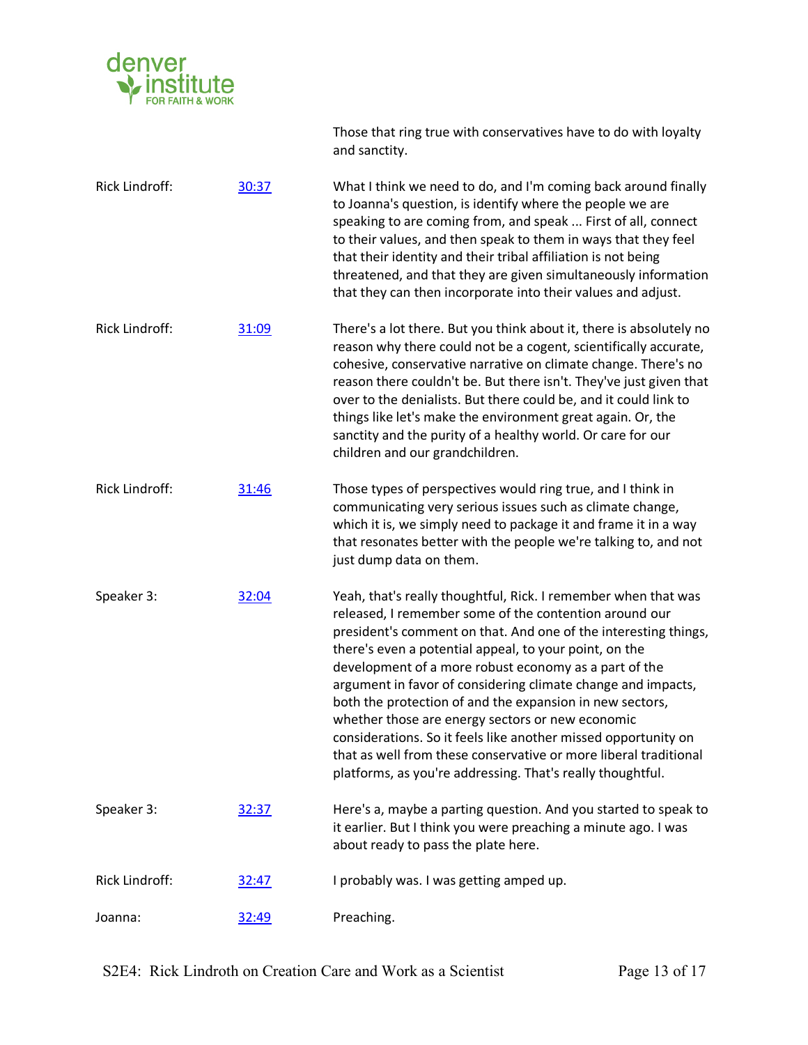Those that ring true with conservatives have to do with loyalty and sanctity.

| | | |
|---|---|---|
| Rick Lindroff: | [30:37] | What I think we need to do, and I'm coming back around finally to Joanna's question, is identify where the people we are speaking to are coming from, and speak ... First of all, connect to their values, and then speak to them in ways that they feel that their identity and their tribal affiliation is not being threatened, and that they are given simultaneously information that they can then incorporate into their values and adjust. |
| Rick Lindroff: | [31:09] | There's a lot there. But you think about it, there is absolutely no reason why there could not be a cogent, scientifically accurate, cohesive, conservative narrative on climate change. There's no reason there couldn't be. But there isn't. They've just given that over to the denialists. But there could be, and it could link to things like let's make the environment great again. Or, the sanctity and the purity of a healthy world. Or care for our children and our grandchildren. |
| Rick Lindroff: | [31:46] | Those types of perspectives would ring true, and I think in communicating very serious issues such as climate change, which it is, we simply need to package it and frame it in a way that resonates better with the people we're talking to, and not just dump data on them. |
| Speaker 3: | [32:04] | Yeah, that's really thoughtful, Rick. I remember when that was released, I remember some of the contention around our president's comment on that. And one of the interesting things, there's even a potential appeal, to your point, on the development of a more robust economy as a part of the argument in favor of considering climate change and impacts, both the protection of and the expansion in new sectors, whether those are energy sectors or new economic considerations. So it feels like another missed opportunity on that as well from these conservative or more liberal traditional platforms, as you're addressing. That's really thoughtful. |
| Speaker 3: | [32:37] | Here's a, maybe a parting question. And you started to speak to it earlier. But I think you were preaching a minute ago. I was about ready to pass the plate here. |
| Rick Lindroff: | [32:47] | I probably was. I was getting amped up. |
| Joanna: | [32:49] | Preaching. |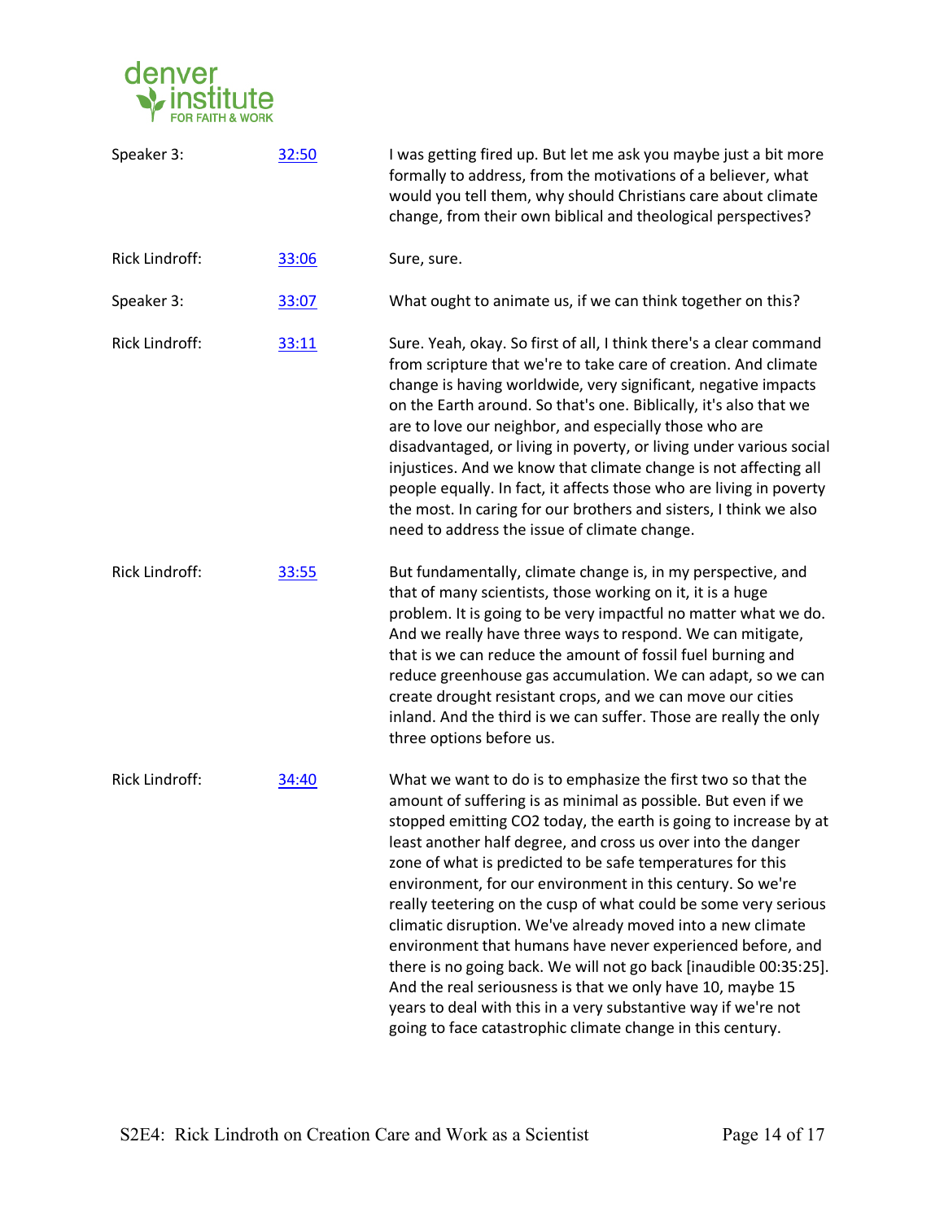| | | |
|---|---|---|
| Speaker 3: | 32:50 | I was getting fired up. But let me ask you maybe just a bit more formally to address, from the motivations of a believer, what would you tell them, why should Christians care about climate change, from their own biblical and theological perspectives? |
| Rick Lindroff: | 33:06 | Sure, sure. |
| Speaker 3: | 33:07 | What ought to animate us, if we can think together on this? |
| Rick Lindroff: | 33:11 | Sure. Yeah, okay. So first of all, I think there's a clear command from scripture that we're to take care of creation. And climate change is having worldwide, very significant, negative impacts on the Earth around. So that's one. Biblically, it's also that we are to love our neighbor, and especially those who are disadvantaged, or living in poverty, or living under various social injustices. And we know that climate change is not affecting all people equally. In fact, it affects those who are living in poverty the most. In caring for our brothers and sisters, I think we also need to address the issue of climate change. |
| Rick Lindroff: | 33:55 | But fundamentally, climate change is, in my perspective, and that of many scientists, those working on it, it is a huge problem. It is going to be very impactful no matter what we do. And we really have three ways to respond. We can mitigate, that is we can reduce the amount of fossil fuel burning and reduce greenhouse gas accumulation. We can adapt, so we can create drought resistant crops, and we can move our cities inland. And the third is we can suffer. Those are really the only three options before us. |
| Rick Lindroff: | 34:40 | What we want to do is to emphasize the first two so that the amount of suffering is as minimal as possible. But even if we stopped emitting CO2 today, the earth is going to increase by at least another half degree, and cross us over into the danger zone of what is predicted to be safe temperatures for this environment, for our environment in this century. So we're really teetering on the cusp of what could be some very serious climatic disruption. We've already moved into a new climate environment that humans have never experienced before, and there is no going back. We will not go back [inaudible 00:35:25]. And the real seriousness is that we only have 10, maybe 15 years to deal with this in a very substantive way if we're not going to face catastrophic climate change in this century. |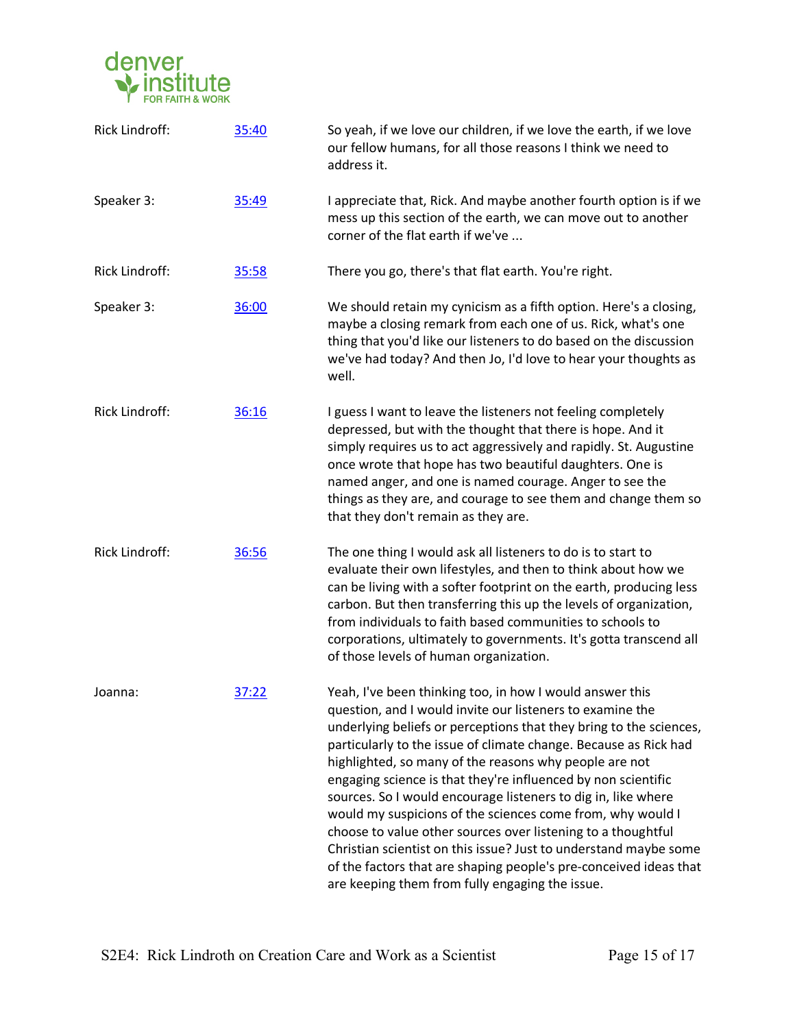| | | |
|---|---|---|
| Rick Lindroff: | [35:40] | So yeah, if we love our children, if we love the earth, if we love our fellow humans, for all those reasons I think we need to address it. |
| Speaker 3: | [35:49] | I appreciate that, Rick. And maybe another fourth option is if we mess up this section of the earth, we can move out to another corner of the flat earth if we've ... |
| Rick Lindroff: | [35:58] | There you go, there's that flat earth. You're right. |
| Speaker 3: | [36:00] | We should retain my cynicism as a fifth option. Here's a closing, maybe a closing remark from each one of us. Rick, what's one thing that you'd like our listeners to do based on the discussion we've had today? And then Jo, I'd love to hear your thoughts as well. |
| Rick Lindroff: | [36:16] | I guess I want to leave the listeners not feeling completely depressed, but with the thought that there is hope. And it simply requires us to act aggressively and rapidly. St. Augustine once wrote that hope has two beautiful daughters. One is named anger, and one is named courage. Anger to see the things as they are, and courage to see them and change them so that they don't remain as they are. |
| Rick Lindroff: | [36:56] | The one thing I would ask all listeners to do is to start to evaluate their own lifestyles, and then to think about how we can be living with a softer footprint on the earth, producing less carbon. But then transferring this up the levels of organization, from individuals to faith based communities to schools to corporations, ultimately to governments. It's gotta transcend all of those levels of human organization. |
| Joanna: | [37:22] | Yeah, I've been thinking too, in how I would answer this question, and I would invite our listeners to examine the underlying beliefs or perceptions that they bring to the sciences, particularly to the issue of climate change. Because as Rick had highlighted, so many of the reasons why people are not engaging science is that they're influenced by non scientific sources. So I would encourage listeners to dig in, like where would my suspicions of the sciences come from, why would I choose to value other sources over listening to a thoughtful Christian scientist on this issue? Just to understand maybe some of the factors that are shaping people's pre-conceived ideas that are keeping them from fully engaging the issue. |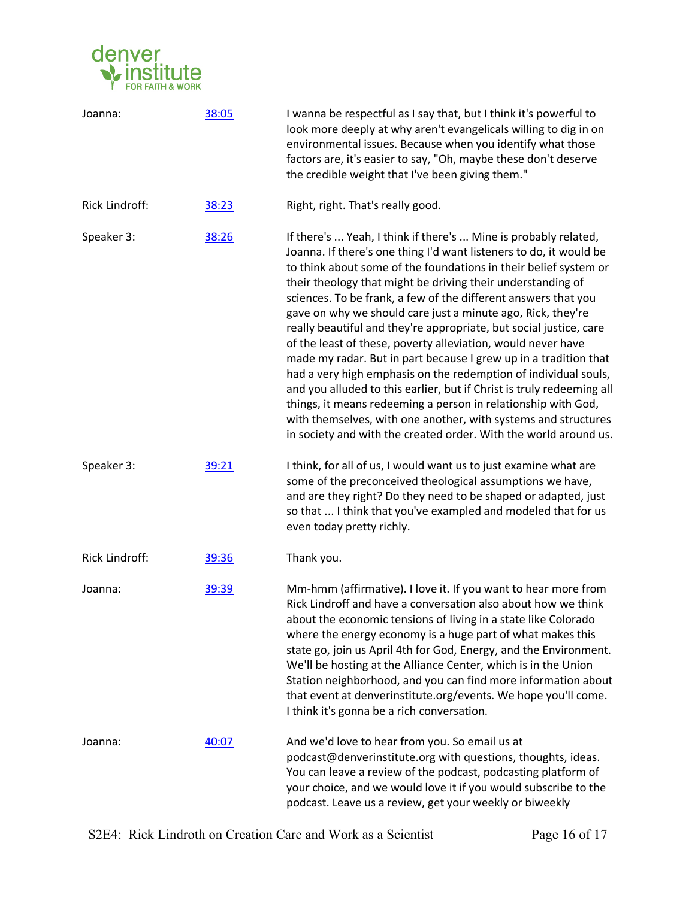| | | |
|---|---|---|
| Joanna: | 38:05 | I wanna be respectful as I say that, but I think it's powerful to look more deeply at why aren't evangelicals willing to dig in on environmental issues. Because when you identify what those factors are, it's easier to say, "Oh, maybe these don't deserve the credible weight that I've been giving them." |
| Rick Lindroff: | 38:23 | Right, right. That's really good. |
| Speaker 3: | 38:26 | If there's ... Yeah, I think if there's ... Mine is probably related, Joanna. If there's one thing I'd want listeners to do, it would be to think about some of the foundations in their belief system or their theology that might be driving their understanding of sciences. To be frank, a few of the different answers that you gave on why we should care just a minute ago, Rick, they're really beautiful and they're appropriate, but social justice, care of the least of these, poverty alleviation, would never have made my radar. But in part because I grew up in a tradition that had a very high emphasis on the redemption of individual souls, and you alluded to this earlier, but if Christ is truly redeeming all things, it means redeeming a person in relationship with God, with themselves, with one another, with systems and structures in society and with the created order. With the world around us. |
| Speaker 3: | 39:21 | I think, for all of us, I would want us to just examine what are some of the preconceived theological assumptions we have, and are they right? Do they need to be shaped or adapted, just so that ... I think that you've exampled and modeled that for us even today pretty richly. |
| Rick Lindroff: | 39:36 | Thank you. |
| Joanna: | 39:39 | Mm-hmm (affirmative). I love it. If you want to hear more from Rick Lindroff and have a conversation also about how we think about the economic tensions of living in a state like Colorado where the energy economy is a huge part of what makes this state go, join us April 4th for God, Energy, and the Environment. We'll be hosting at the Alliance Center, which is in the Union Station neighborhood, and you can find more information about that event at denverinstitute.org/events. We hope you'll come. I think it's gonna be a rich conversation. |
| Joanna: | 40:07 | And we'd love to hear from you. So email us at podcast@denverinstitute.org with questions, thoughts, ideas. You can leave a review of the podcast, podcasting platform of your choice, and we would love it if you would subscribe to the podcast. Leave us a review, get your weekly or biweekly |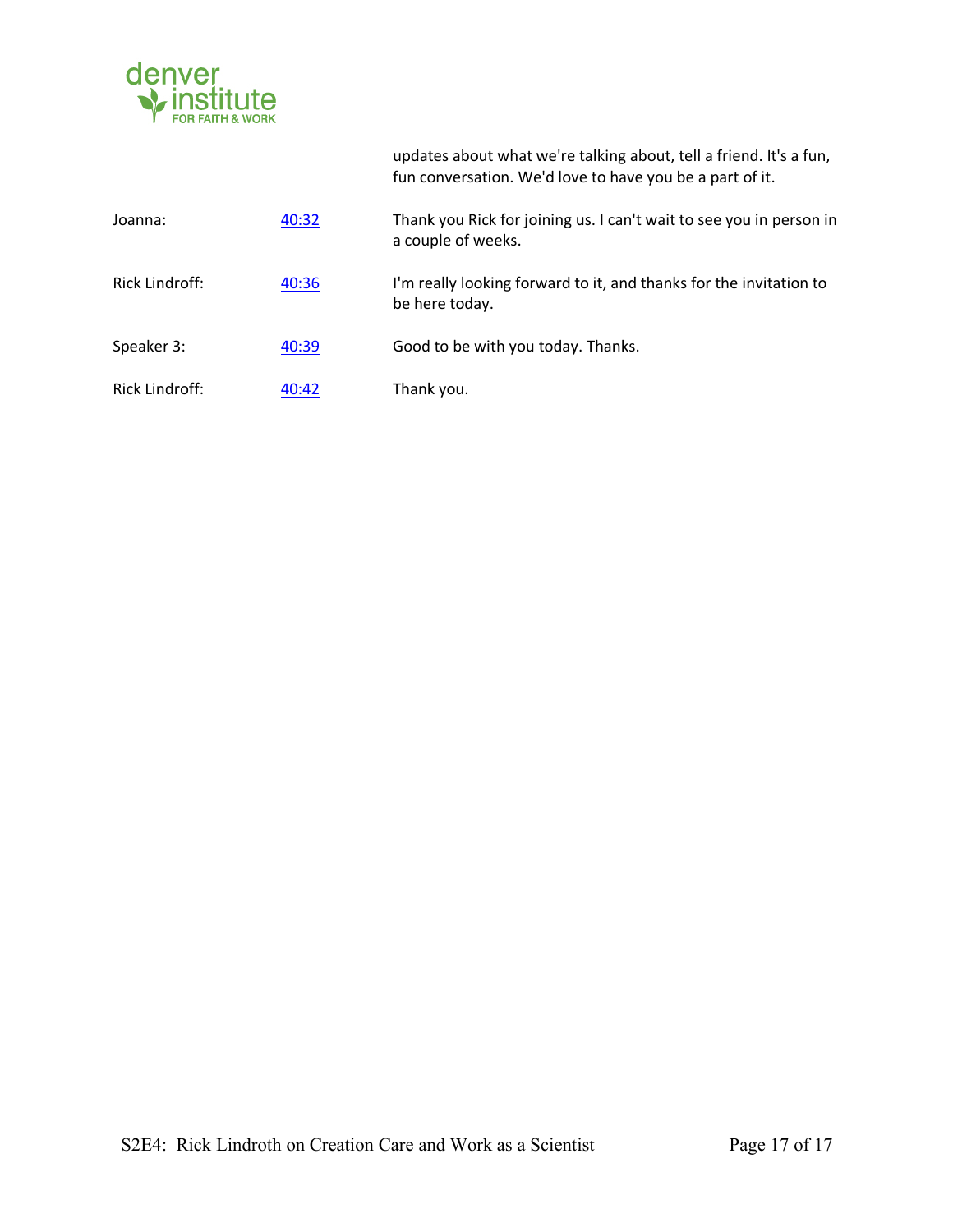| | | |
|---|---|---|
| | | updates about what we're talking about, tell a friend. It's a fun, fun conversation. We'd love to have you be a part of it. |
| Joanna: | 40:32 | Thank you Rick for joining us. I can't wait to see you in person in a couple of weeks. |
| Rick Lindroff: | 40:36 | I'm really looking forward to it, and thanks for the invitation to be here today. |
| Speaker 3: | 40:39 | Good to be with you today. Thanks. |
| Rick Lindroff: | 40:42 | Thank you. |